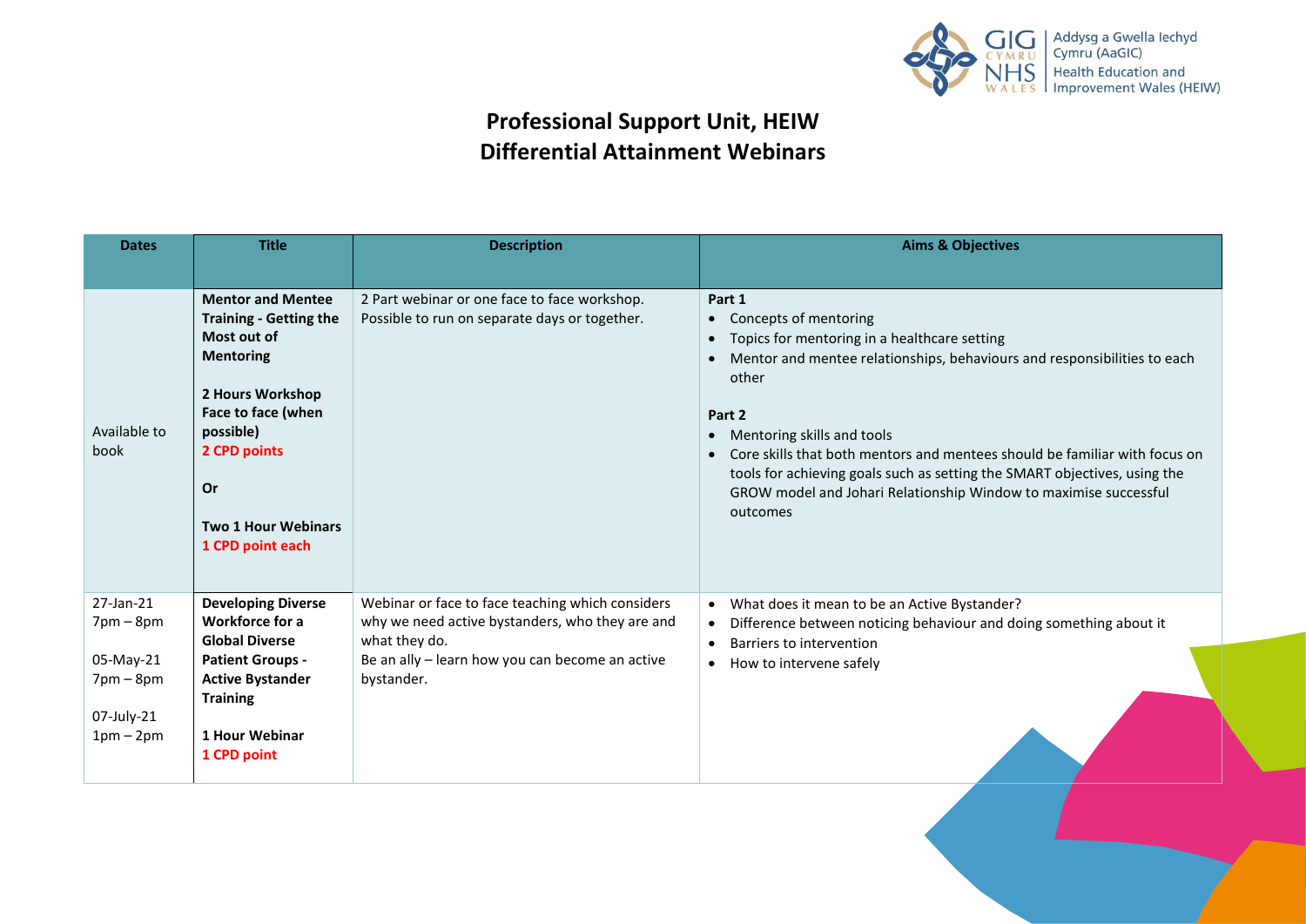# Professional Support Unit, HEIW
# Differential Attainment Webinars

| Dates | Title | Description | Aims & Objectives |
|---|---|---|---|
| Available to book | **Mentor and Mentee Training - Getting the Most out of Mentoring**<br><br>**2 Hours Workshop Face to face (when possible)**<br>**2 CPD points**<br><br>**Or**<br><br>**Two 1 Hour Webinars**<br>**1 CPD point each** | 2 Part webinar or one face to face workshop. Possible to run on separate days or together. | **Part 1**<br>• Concepts of mentoring<br>• Topics for mentoring in a healthcare setting<br>• Mentor and mentee relationships, behaviours and responsibilities to each other<br><br>**Part 2**<br>• Mentoring skills and tools<br>• Core skills that both mentors and mentees should be familiar with focus on tools for achieving goals such as setting the SMART objectives, using the GROW model and Johari Relationship Window to maximise successful outcomes |
| 27-Jan-21<br>7pm – 8pm<br><br>05-May-21<br>7pm – 8pm<br><br>07-July-21<br>1pm – 2pm | **Developing Diverse Workforce for a Global Diverse Patient Groups - Active Bystander Training**<br><br>**1 Hour Webinar**<br>**1 CPD point** | Webinar or face to face teaching which considers why we need active bystanders, who they are and what they do.<br>Be an ally – learn how you can become an active bystander. | • What does it mean to be an Active Bystander?<br>• Difference between noticing behaviour and doing something about it<br>• Barriers to intervention<br>• How to intervene safely |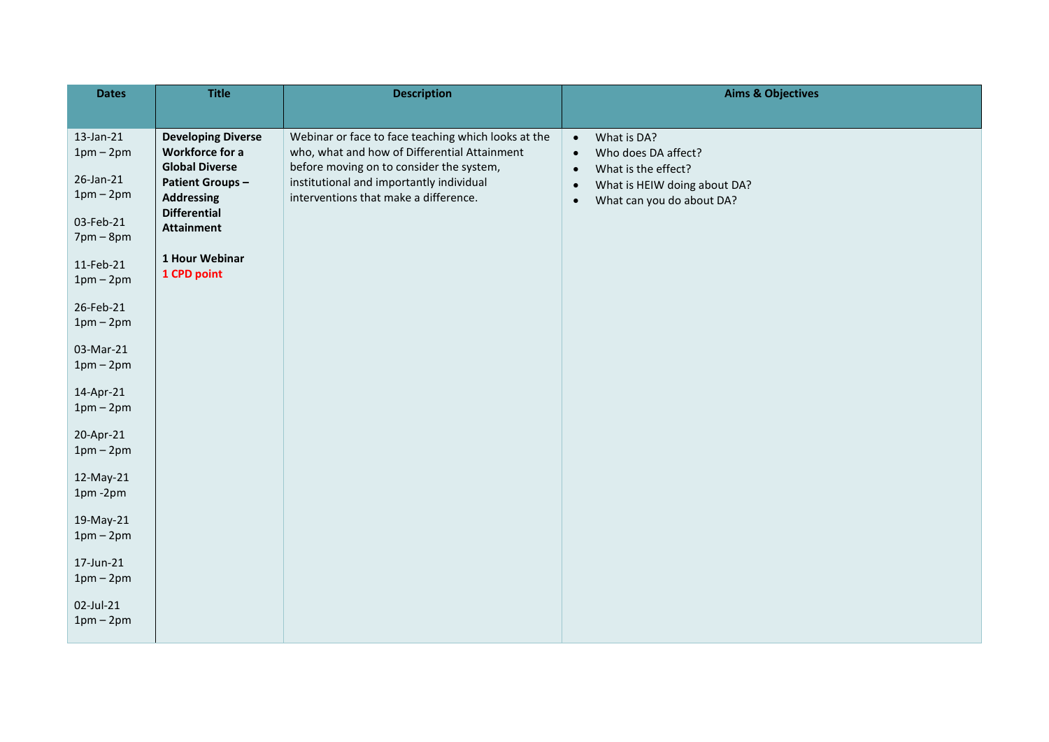| Dates | Title | Description | Aims & Objectives |
|---|---|---|---|
| 13-Jan-21 1pm – 2pm<br><br>26-Jan-21 1pm – 2pm<br><br>03-Feb-21 7pm – 8pm<br><br>11-Feb-21 1pm – 2pm<br><br>26-Feb-21 1pm – 2pm<br><br>03-Mar-21 1pm – 2pm<br><br>14-Apr-21 1pm – 2pm<br><br>20-Apr-21 1pm – 2pm<br><br>12-May-21 1pm -2pm<br><br>19-May-21 1pm – 2pm<br><br>17-Jun-21 1pm – 2pm<br><br>02-Jul-21 1pm – 2pm | **Developing Diverse Workforce for a Global Diverse Patient Groups – Addressing Differential Attainment**<br><br>**1 Hour Webinar**<br>**1 CPD point** | Webinar or face to face teaching which looks at the who, what and how of Differential Attainment before moving on to consider the system, institutional and importantly individual interventions that make a difference. | • What is DA?<br>• Who does DA affect?<br>• What is the effect?<br>• What is HEIW doing about DA?<br>• What can you do about DA? |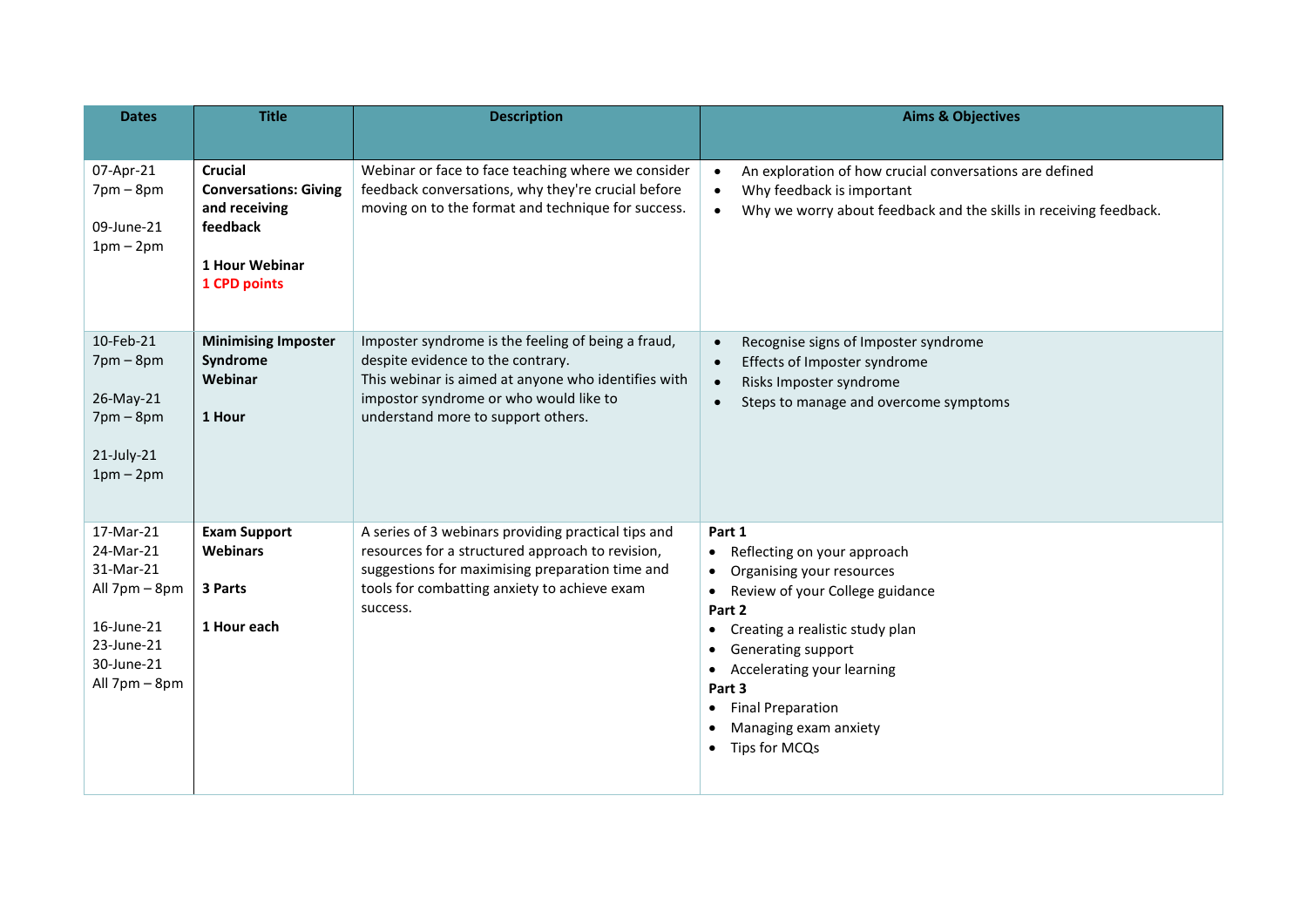| Dates | Title | Description | Aims & Objectives |
|---|---|---|---|
| 07-Apr-21<br>7pm – 8pm<br><br>09-June-21<br>1pm – 2pm | **Crucial Conversations: Giving and receiving feedback**<br><br>**1 Hour Webinar**<br>**1 CPD points** | Webinar or face to face teaching where we consider feedback conversations, why they're crucial before moving on to the format and technique for success. | • An exploration of how crucial conversations are defined<br>• Why feedback is important<br>• Why we worry about feedback and the skills in receiving feedback. |
| 10-Feb-21<br>7pm – 8pm<br><br>26-May-21<br>7pm – 8pm<br><br>21-July-21<br>1pm – 2pm | **Minimising Imposter Syndrome Webinar**<br><br>**1 Hour** | Imposter syndrome is the feeling of being a fraud, despite evidence to the contrary.<br>This webinar is aimed at anyone who identifies with impostor syndrome or who would like to understand more to support others. | • Recognise signs of Imposter syndrome<br>• Effects of Imposter syndrome<br>• Risks Imposter syndrome<br>• Steps to manage and overcome symptoms |
| 17-Mar-21<br>24-Mar-21<br>31-Mar-21<br>All 7pm – 8pm<br><br>16-June-21<br>23-June-21<br>30-June-21<br>All 7pm – 8pm | **Exam Support Webinars**<br><br>**3 Parts**<br><br>**1 Hour each** | A series of 3 webinars providing practical tips and resources for a structured approach to revision, suggestions for maximising preparation time and tools for combatting anxiety to achieve exam success. | **Part 1**<br>• Reflecting on your approach<br>• Organising your resources<br>• Review of your College guidance<br>**Part 2**<br>• Creating a realistic study plan<br>• Generating support<br>• Accelerating your learning<br>**Part 3**<br>• Final Preparation<br>• Managing exam anxiety<br>• Tips for MCQs |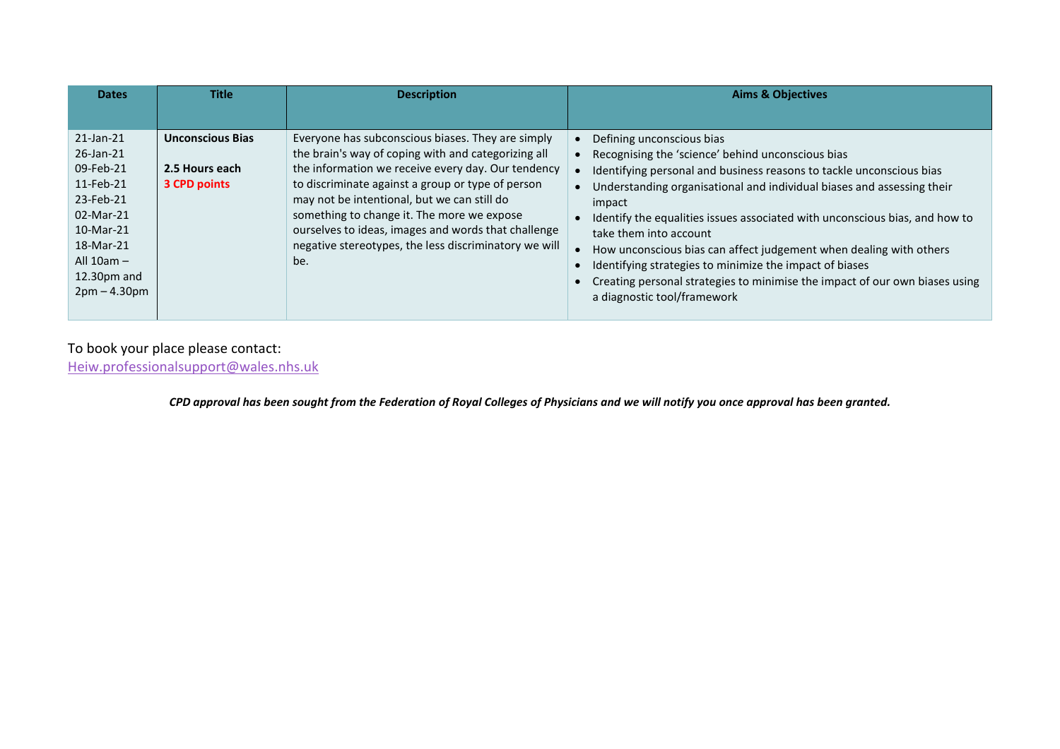| Dates | Title | Description | Aims & Objectives |
|---|---|---|---|
| 21-Jan-21<br>26-Jan-21<br>09-Feb-21<br>11-Feb-21<br>23-Feb-21<br>02-Mar-21<br>10-Mar-21<br>18-Mar-21<br>All 10am – 12.30pm and 2pm – 4.30pm | **Unconscious Bias**<br><br>**2.5 Hours each**<br>**3 CPD points** | Everyone has subconscious biases. They are simply the brain's way of coping with and categorizing all the information we receive every day. Our tendency to discriminate against a group or type of person may not be intentional, but we can still do something to change it. The more we expose ourselves to ideas, images and words that challenge negative stereotypes, the less discriminatory we will be. | • Defining unconscious bias<br>• Recognising the 'science' behind unconscious bias<br>• Identifying personal and business reasons to tackle unconscious bias<br>• Understanding organisational and individual biases and assessing their impact<br>• Identify the equalities issues associated with unconscious bias, and how to take them into account<br>• How unconscious bias can affect judgement when dealing with others<br>• Identifying strategies to minimize the impact of biases<br>• Creating personal strategies to minimise the impact of our own biases using a diagnostic tool/framework |

To book your place please contact:
Heiw.professionalsupport@wales.nhs.uk

***CPD approval has been sought from the Federation of Royal Colleges of Physicians and we will notify you once approval has been granted.***